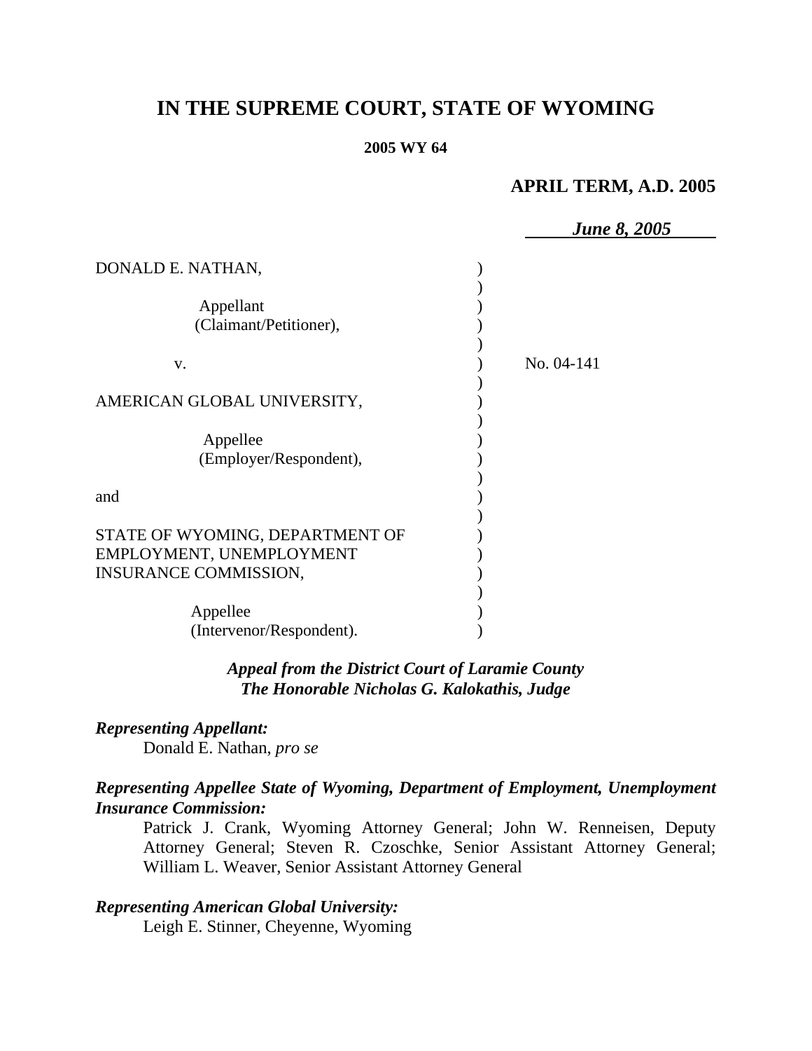# IN THE SUPREME COURT, STATE OF WYOMING

**2005 WY 64**

**APRIL TERM, A.D. 2005**

***June 8, 2005***

DONAL E. NATHAN,

Appellant
(Claimant/Petitioner),

v.

AMERICAN GLOBAL UNIVERSITY,

Appellee
(Employer/Respondent),

and

STATE OF WYOMING, DEPARTMENT OF EMPLOYMENT, UNEMPLOYMENT INSURANCE COMMISSION,

Appellee
(Intervenor/Respondent).

No. 04-141

***Appeal from the District Court of Laramie County***
***The Honorable Nicholas G. Kalokathis, Judge***

***Representing Appellant:***

Donald E. Nathan, *pro se*

***Representing Appellee State of Wyoming, Department of Employment, Unemployment Insurance Commission:***

Patrick J. Crank, Wyoming Attorney General; John W. Renneisen, Deputy Attorney General; Steven R. Czoschke, Senior Assistant Attorney General; William L. Weaver, Senior Assistant Attorney General

***Representing American Global University:***

Leigh E. Stinner, Cheyenne, Wyoming

# IN THE SUPREME COURT, STATE OF WYOMING

**2005 WY 64**

**APRIL TERM, A.D. 2005**

***June 8, 2005***

DONALD E. NATHAN,

Appellant
(Claimant/Petitioner),

v.

AMERICAN GLOBAL UNIVERSITY,

Appellee
(Employer/Respondent),

and

STATE OF WYOMING, DEPARTMENT OF EMPLOYMENT, UNEMPLOYMENT INSURANCE COMMISSION,

Appellee
(Intervenor/Respondent).

No. 04-141

***Appeal from the District Court of Laramie County***
***The Honorable Nicholas G. Kalokathis, Judge***

***Representing Appellant:***

Donald E. Nathan, *pro se*

***Representing Appellee State of Wyoming, Department of Employment, Unemployment Insurance Commission:***

Patrick J. Crank, Wyoming Attorney General; John W. Renneisen, Deputy Attorney General; Steven R. Czoschke, Senior Assistant Attorney General; William L. Weaver, Senior Assistant Attorney General

***Representing American Global University:***

Leigh E. Stinner, Cheyenne, Wyoming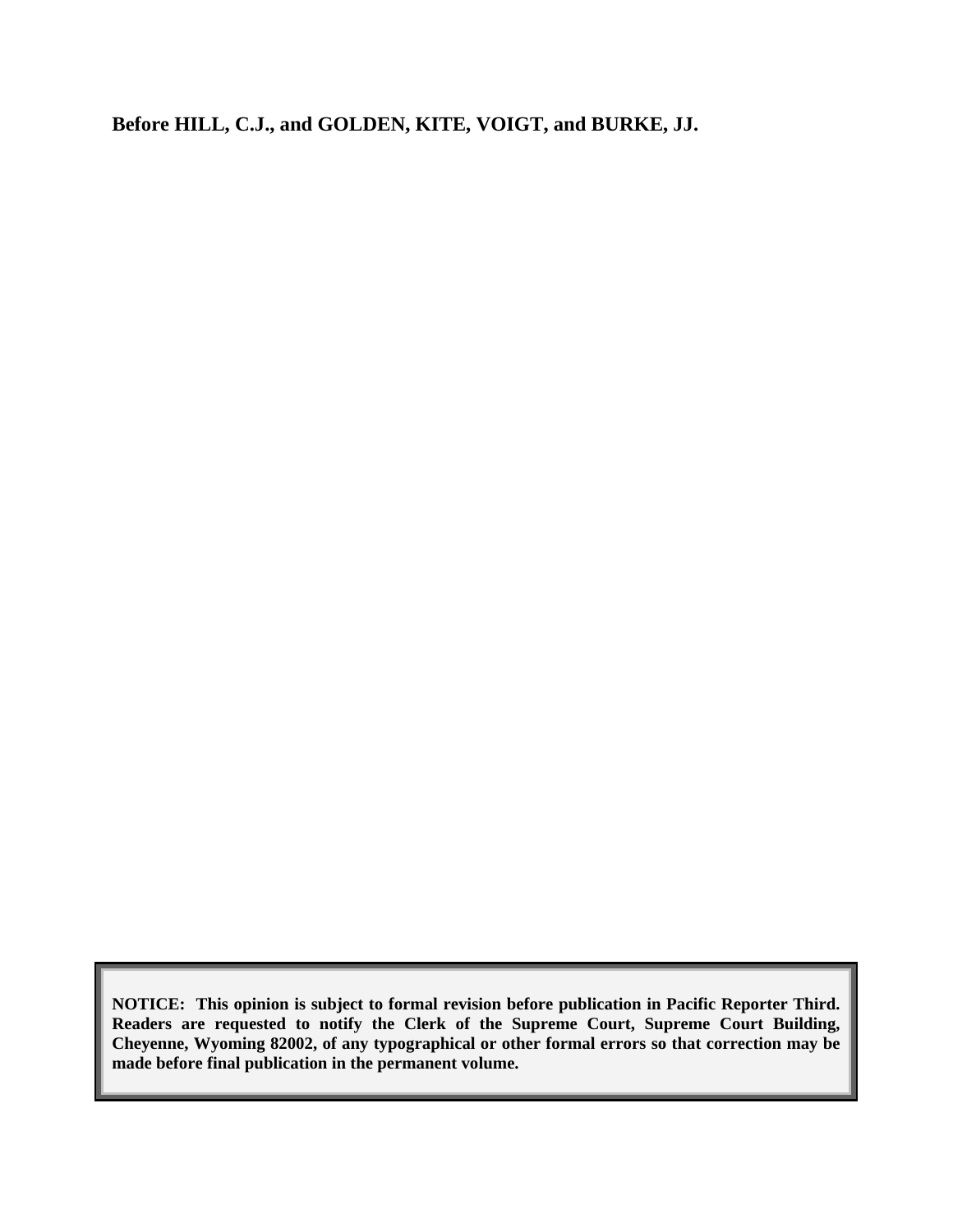**Before HILL, C.J., and GOLDEN, KITE, VOIGT, and BURKE, JJ.**

**NOTICE: This opinion is subject to formal revision before publication in Pacific Reporter Third. Readers are requested to notify the Clerk of the Supreme Court, Supreme Court Building, Cheyenne, Wyoming 82002, of any typographical or other formal errors so that correction may be made before final publication in the permanent volume.**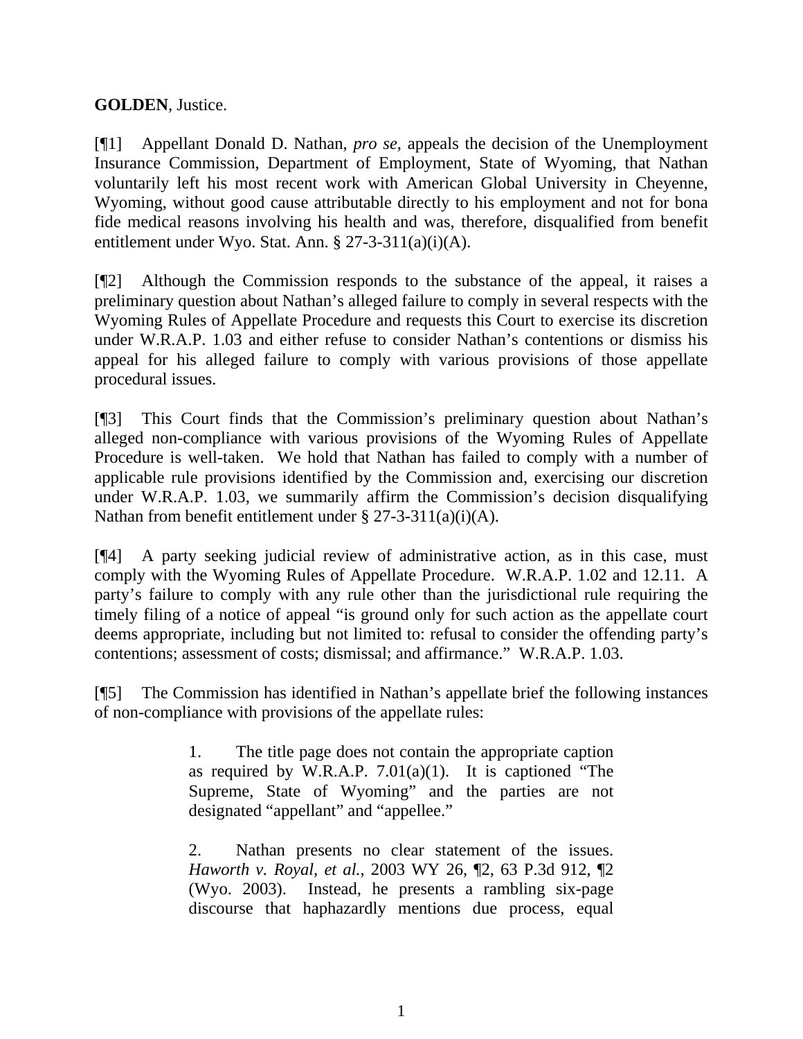**GOLDEN**, Justice.

[¶1] Appellant Donald D. Nathan, *pro se*, appeals the decision of the Unemployment Insurance Commission, Department of Employment, State of Wyoming, that Nathan voluntarily left his most recent work with American Global University in Cheyenne, Wyoming, without good cause attributable directly to his employment and not for bona fide medical reasons involving his health and was, therefore, disqualified from benefit entitlement under Wyo. Stat. Ann. § 27-3-311(a)(i)(A).

[¶2] Although the Commission responds to the substance of the appeal, it raises a preliminary question about Nathan's alleged failure to comply in several respects with the Wyoming Rules of Appellate Procedure and requests this Court to exercise its discretion under W.R.A.P. 1.03 and either refuse to consider Nathan's contentions or dismiss his appeal for his alleged failure to comply with various provisions of those appellate procedural issues.

[¶3] This Court finds that the Commission's preliminary question about Nathan's alleged non-compliance with various provisions of the Wyoming Rules of Appellate Procedure is well-taken. We hold that Nathan has failed to comply with a number of applicable rule provisions identified by the Commission and, exercising our discretion under W.R.A.P. 1.03, we summarily affirm the Commission's decision disqualifying Nathan from benefit entitlement under § 27-3-311(a)(i)(A).

[¶4] A party seeking judicial review of administrative action, as in this case, must comply with the Wyoming Rules of Appellate Procedure. W.R.A.P. 1.02 and 12.11. A party's failure to comply with any rule other than the jurisdictional rule requiring the timely filing of a notice of appeal "is ground only for such action as the appellate court deems appropriate, including but not limited to: refusal to consider the offending party's contentions; assessment of costs; dismissal; and affirmance." W.R.A.P. 1.03.

[¶5] The Commission has identified in Nathan's appellate brief the following instances of non-compliance with provisions of the appellate rules:

> 1. The title page does not contain the appropriate caption as required by W.R.A.P. 7.01(a)(1). It is captioned "The Supreme, State of Wyoming" and the parties are not designated "appellant" and "appellee."
>
> 2. Nathan presents no clear statement of the issues. *Haworth v. Royal, et al.*, 2003 WY 26, ¶2, 63 P.3d 912, ¶2 (Wyo. 2003). Instead, he presents a rambling six-page discourse that haphazardly mentions due process, equal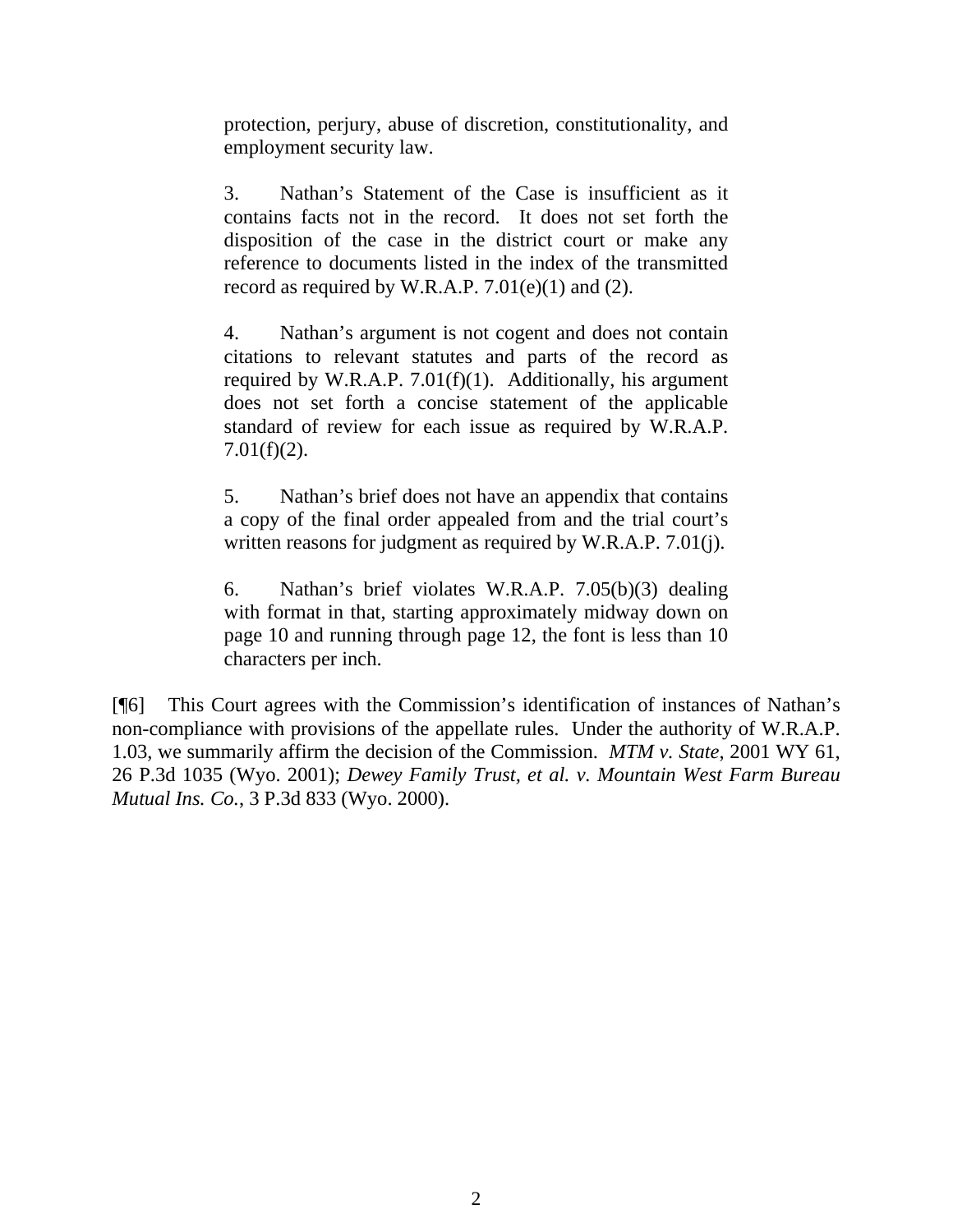protection, perjury, abuse of discretion, constitutionality, and employment security law.

3. Nathan's Statement of the Case is insufficient as it contains facts not in the record. It does not set forth the disposition of the case in the district court or make any reference to documents listed in the index of the transmitted record as required by W.R.A.P. 7.01(e)(1) and (2).

4. Nathan's argument is not cogent and does not contain citations to relevant statutes and parts of the record as required by W.R.A.P. 7.01(f)(1). Additionally, his argument does not set forth a concise statement of the applicable standard of review for each issue as required by W.R.A.P. 7.01(f)(2).

5. Nathan's brief does not have an appendix that contains a copy of the final order appealed from and the trial court's written reasons for judgment as required by W.R.A.P. 7.01(j).

6. Nathan's brief violates W.R.A.P. 7.05(b)(3) dealing with format in that, starting approximately midway down on page 10 and running through page 12, the font is less than 10 characters per inch.

[¶6] This Court agrees with the Commission's identification of instances of Nathan's non-compliance with provisions of the appellate rules. Under the authority of W.R.A.P. 1.03, we summarily affirm the decision of the Commission. *MTM v. State*, 2001 WY 61, 26 P.3d 1035 (Wyo. 2001); *Dewey Family Trust, et al. v. Mountain West Farm Bureau Mutual Ins. Co.*, 3 P.3d 833 (Wyo. 2000).